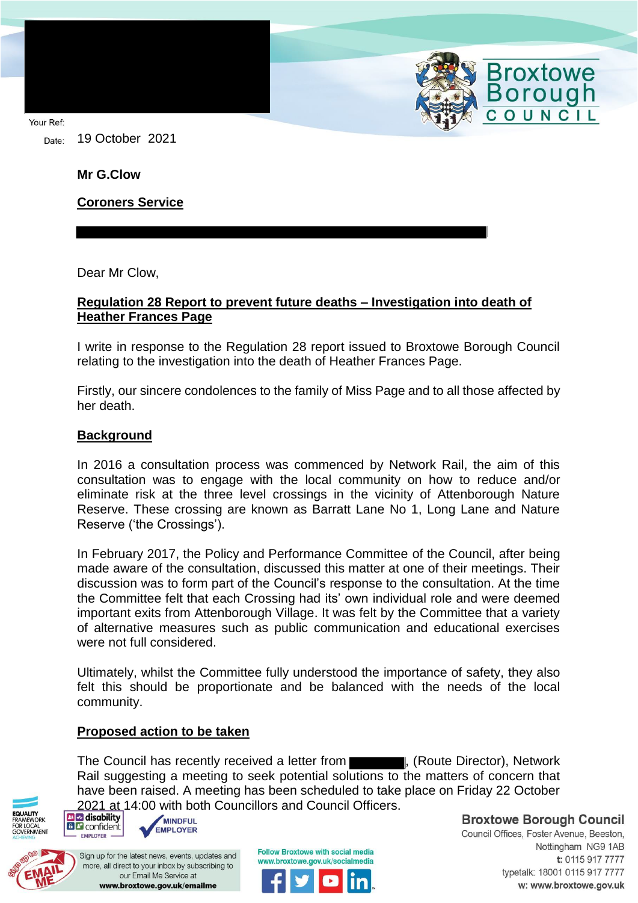Your Ref:

Date: 19 October 2021

**Mr G.Clow**

**Coroners Service**

Dear Mr Clow,

**Regulation 28 Report to prevent future deaths – Investigation into death of Heather Frances Page**

I write in response to the Regulation 28 report issued to Broxtowe Borough Council relating to the investigation into the death of Heather Frances Page.

Firstly, our sincere condolences to the family of Miss Page and to all those affected by her death.

**Background**

In 2016 a consultation process was commenced by Network Rail, the aim of this consultation was to engage with the local community on how to reduce and/or eliminate risk at the three level crossings in the vicinity of Attenborough Nature Reserve. These crossing are known as Barratt Lane No 1, Long Lane and Nature Reserve ('the Crossings').

In February 2017, the Policy and Performance Committee of the Council, after being made aware of the consultation, discussed this matter at one of their meetings. Their discussion was to form part of the Council's response to the consultation. At the time the Committee felt that each Crossing had its' own individual role and were deemed important exits from Attenborough Village. It was felt by the Committee that a variety of alternative measures such as public communication and educational exercises were not full considered.

Ultimately, whilst the Committee fully understood the importance of safety, they also felt this should be proportionate and be balanced with the needs of the local community.

**Proposed action to be taken**

The Council has recently received a letter from ██████, (Route Director), Network Rail suggesting a meeting to seek potential solutions to the matters of concern that have been raised. A meeting has been scheduled to take place on Friday 22 October 2021 at 14:00 with both Councillors and Council Officers.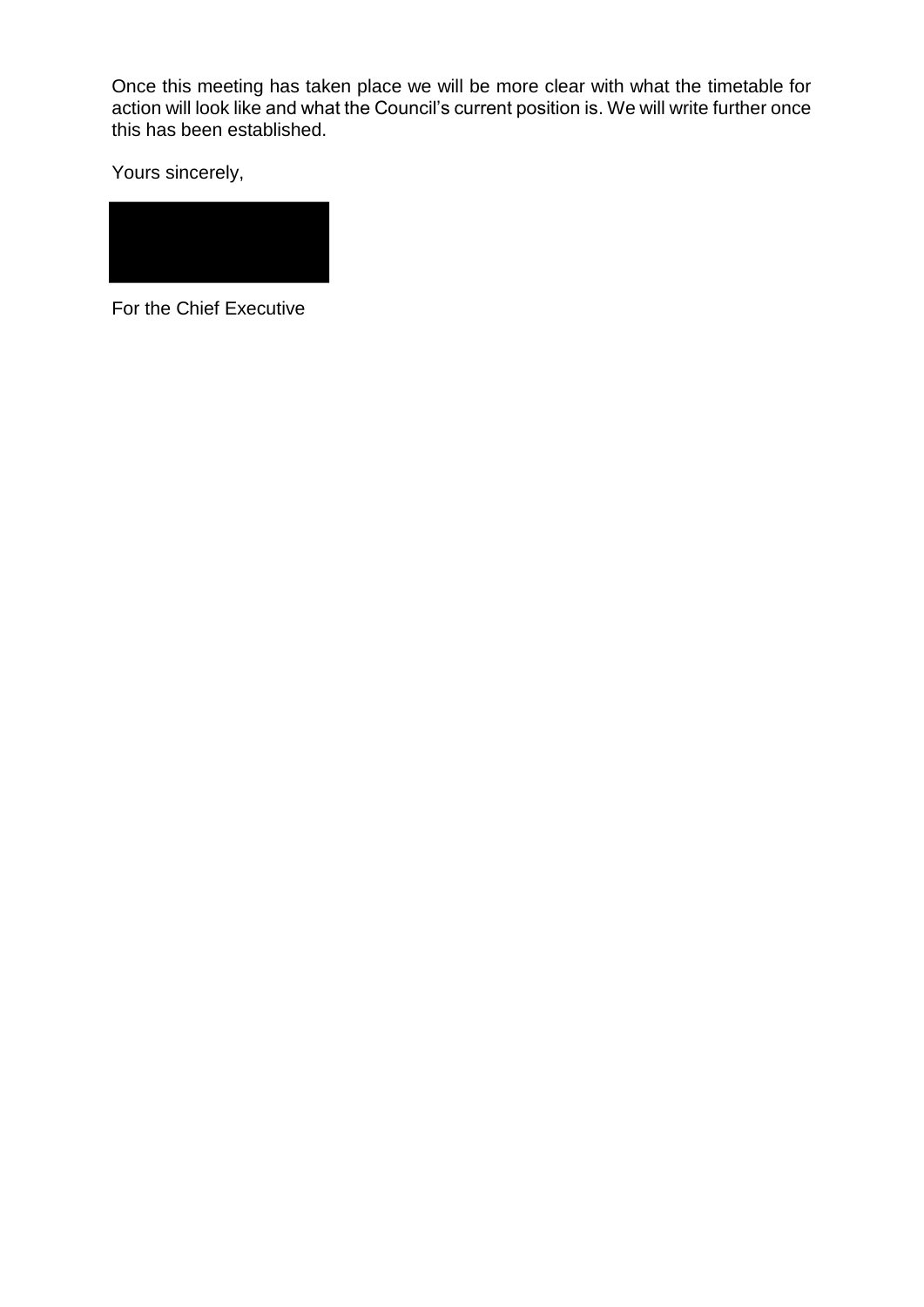Once this meeting has taken place we will be more clear with what the timetable for action will look like and what the Council's current position is. We will write further once this has been established.

Yours sincerely,

For the Chief Executive